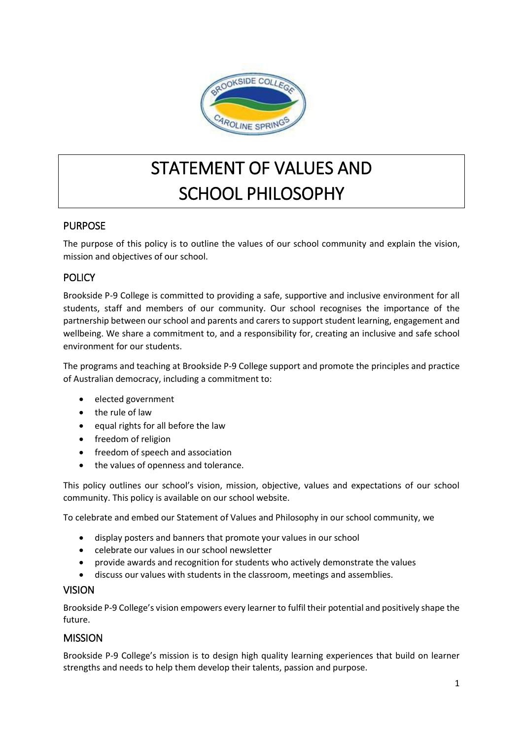# STATEMENT OF VALUES AND SCHOOL PHILOSOPHY

## PURPOSE

The purpose of this policy is to outline the values of our school community and explain the vision, mission and objectives of our school.

## POLICY

Brookside P-9 College is committed to providing a safe, supportive and inclusive environment for all students, staff and members of our community. Our school recognises the importance of the partnership between our school and parents and carers to support student learning, engagement and wellbeing. We share a commitment to, and a responsibility for, creating an inclusive and safe school environment for our students.

The programs and teaching at Brookside P-9 College support and promote the principles and practice of Australian democracy, including a commitment to:

- elected government
- the rule of law
- equal rights for all before the law
- freedom of religion
- freedom of speech and association
- the values of openness and tolerance.

This policy outlines our school's vision, mission, objective, values and expectations of our school community. This policy is available on our school website.

To celebrate and embed our Statement of Values and Philosophy in our school community, we

- display posters and banners that promote your values in our school
- celebrate our values in our school newsletter
- provide awards and recognition for students who actively demonstrate the values
- discuss our values with students in the classroom, meetings and assemblies.

## VISION

Brookside P-9 College's vision empowers every learner to fulfil their potential and positively shape the future.

## MISSION

Brookside P-9 College's mission is to design high quality learning experiences that build on learner strengths and needs to help them develop their talents, passion and purpose.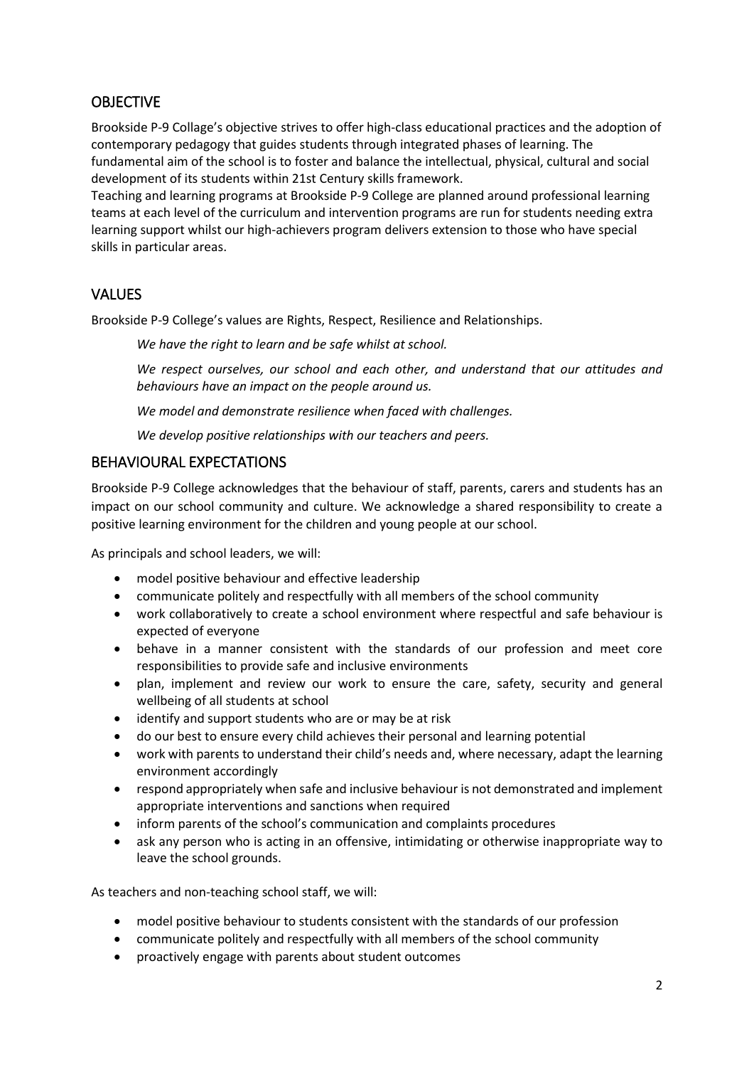## OBJECTIVE

Brookside P-9 Collage's objective strives to offer high-class educational practices and the adoption of contemporary pedagogy that guides students through integrated phases of learning. The fundamental aim of the school is to foster and balance the intellectual, physical, cultural and social development of its students within 21st Century skills framework.

Teaching and learning programs at Brookside P-9 College are planned around professional learning teams at each level of the curriculum and intervention programs are run for students needing extra learning support whilst our high-achievers program delivers extension to those who have special skills in particular areas.

## VALUES

Brookside P-9 College's values are Rights, Respect, Resilience and Relationships.

*We have the right to learn and be safe whilst at school.*

*We respect ourselves, our school and each other, and understand that our attitudes and behaviours have an impact on the people around us.*

*We model and demonstrate resilience when faced with challenges.*

*We develop positive relationships with our teachers and peers.*

## BEHAVIOURAL EXPECTATIONS

Brookside P-9 College acknowledges that the behaviour of staff, parents, carers and students has an impact on our school community and culture. We acknowledge a shared responsibility to create a positive learning environment for the children and young people at our school.

As principals and school leaders, we will:

- model positive behaviour and effective leadership
- communicate politely and respectfully with all members of the school community
- work collaboratively to create a school environment where respectful and safe behaviour is expected of everyone
- behave in a manner consistent with the standards of our profession and meet core responsibilities to provide safe and inclusive environments
- plan, implement and review our work to ensure the care, safety, security and general wellbeing of all students at school
- identify and support students who are or may be at risk
- do our best to ensure every child achieves their personal and learning potential
- work with parents to understand their child's needs and, where necessary, adapt the learning environment accordingly
- respond appropriately when safe and inclusive behaviour is not demonstrated and implement appropriate interventions and sanctions when required
- inform parents of the school's communication and complaints procedures
- ask any person who is acting in an offensive, intimidating or otherwise inappropriate way to leave the school grounds.

As teachers and non-teaching school staff, we will:

- model positive behaviour to students consistent with the standards of our profession
- communicate politely and respectfully with all members of the school community
- proactively engage with parents about student outcomes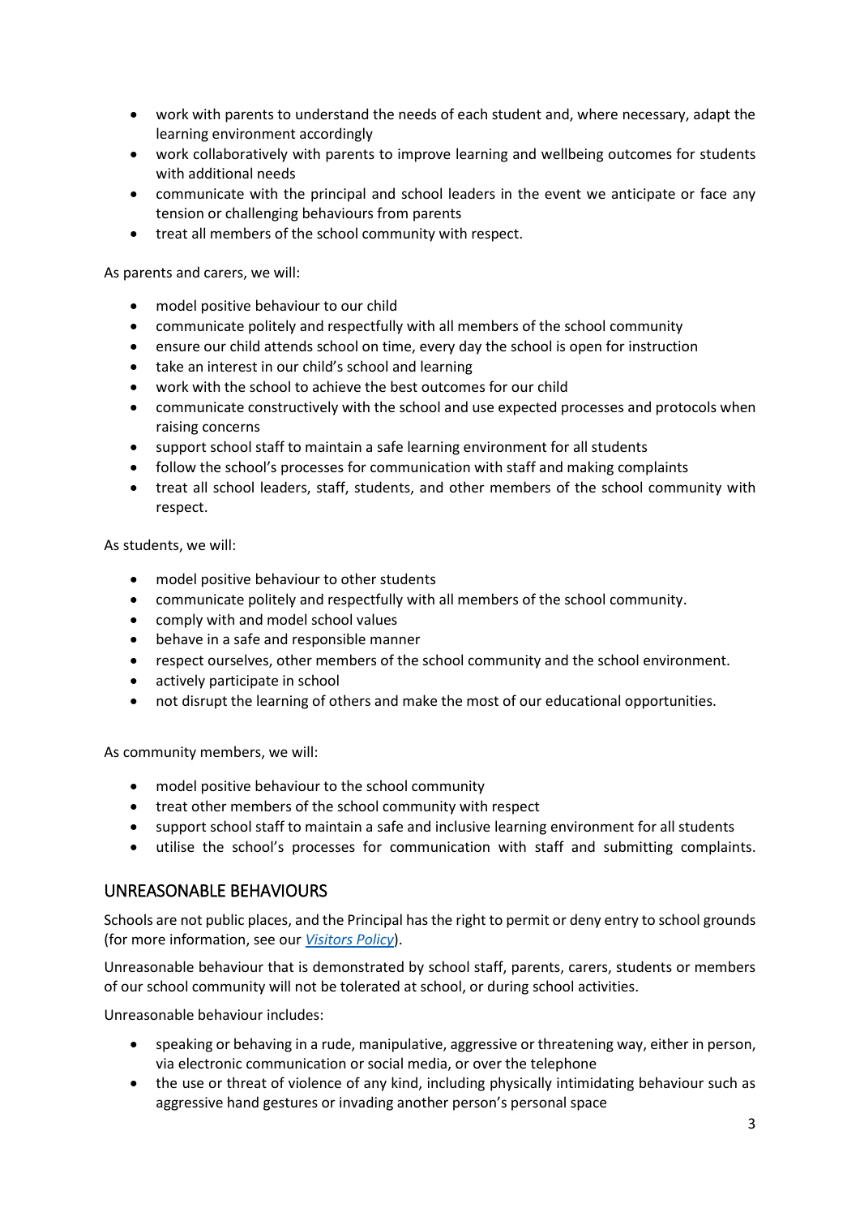- work with parents to understand the needs of each student and, where necessary, adapt the learning environment accordingly
- work collaboratively with parents to improve learning and wellbeing outcomes for students with additional needs
- communicate with the principal and school leaders in the event we anticipate or face any tension or challenging behaviours from parents
- treat all members of the school community with respect.

As parents and carers, we will:

- model positive behaviour to our child
- communicate politely and respectfully with all members of the school community
- ensure our child attends school on time, every day the school is open for instruction
- take an interest in our child's school and learning
- work with the school to achieve the best outcomes for our child
- communicate constructively with the school and use expected processes and protocols when raising concerns
- support school staff to maintain a safe learning environment for all students
- follow the school's processes for communication with staff and making complaints
- treat all school leaders, staff, students, and other members of the school community with respect.

As students, we will:

- model positive behaviour to other students
- communicate politely and respectfully with all members of the school community.
- comply with and model school values
- behave in a safe and responsible manner
- respect ourselves, other members of the school community and the school environment.
- actively participate in school
- not disrupt the learning of others and make the most of our educational opportunities.

As community members, we will:

- model positive behaviour to the school community
- treat other members of the school community with respect
- support school staff to maintain a safe and inclusive learning environment for all students
- utilise the school's processes for communication with staff and submitting complaints.

## UNREASONABLE BEHAVIOURS

Schools are not public places, and the Principal has the right to permit or deny entry to school grounds (for more information, see our *Visitors Policy*).

Unreasonable behaviour that is demonstrated by school staff, parents, carers, students or members of our school community will not be tolerated at school, or during school activities.

Unreasonable behaviour includes:

- speaking or behaving in a rude, manipulative, aggressive or threatening way, either in person, via electronic communication or social media, or over the telephone
- the use or threat of violence of any kind, including physically intimidating behaviour such as aggressive hand gestures or invading another person's personal space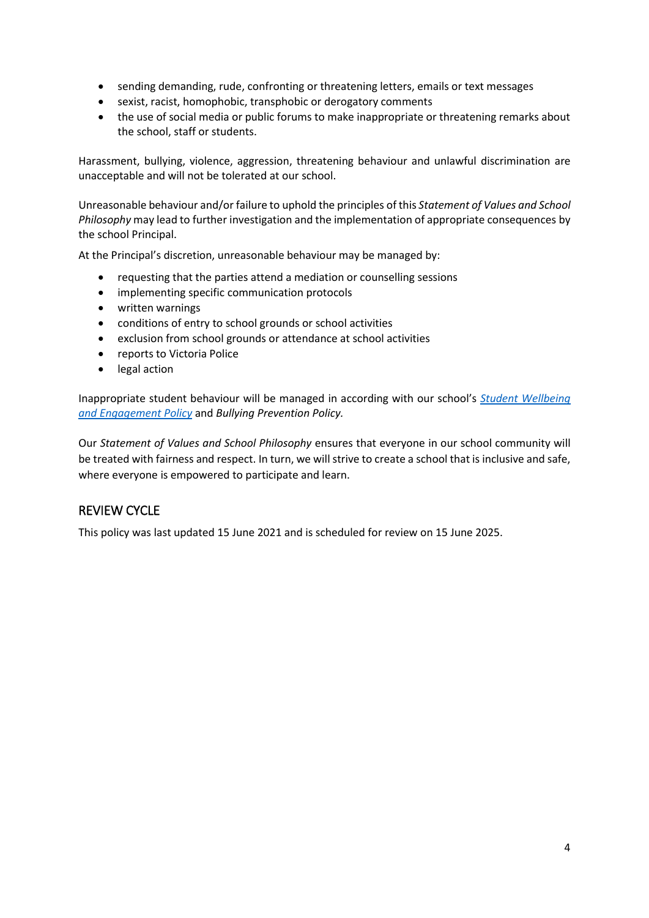- sending demanding, rude, confronting or threatening letters, emails or text messages
- sexist, racist, homophobic, transphobic or derogatory comments
- the use of social media or public forums to make inappropriate or threatening remarks about the school, staff or students.

Harassment, bullying, violence, aggression, threatening behaviour and unlawful discrimination are unacceptable and will not be tolerated at our school.

Unreasonable behaviour and/or failure to uphold the principles of this *Statement of Values and School Philosophy* may lead to further investigation and the implementation of appropriate consequences by the school Principal.

At the Principal's discretion, unreasonable behaviour may be managed by:

- requesting that the parties attend a mediation or counselling sessions
- implementing specific communication protocols
- written warnings
- conditions of entry to school grounds or school activities
- exclusion from school grounds or attendance at school activities
- reports to Victoria Police
- legal action

Inappropriate student behaviour will be managed in according with our school's *Student Wellbeing and Engagement Policy* and *Bullying Prevention Policy.*

Our *Statement of Values and School Philosophy* ensures that everyone in our school community will be treated with fairness and respect. In turn, we will strive to create a school that is inclusive and safe, where everyone is empowered to participate and learn.

## REVIEW CYCLE

This policy was last updated 15 June 2021 and is scheduled for review on 15 June 2025.